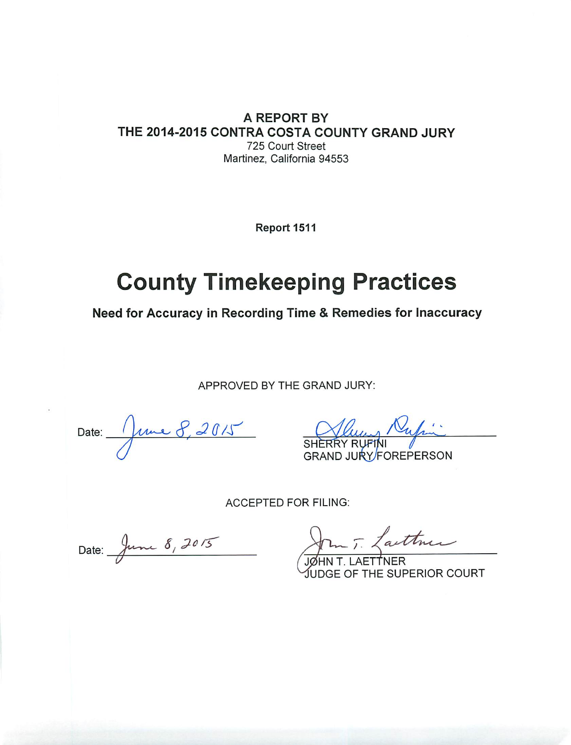**A REPORT BY**
**THE 2014-2015 CONTRA COSTA COUNTY GRAND JURY**
725 Court Street
Martinez, California 94553

**Report 1511**

# County Timekeeping Practices

## Need for Accuracy in Recording Time & Remedies for Inaccuracy

APPROVED BY THE GRAND JURY:

Date: June 8, 2015

SHERRY RUFINI
GRAND JURY FOREPERSON

ACCEPTED FOR FILING:

Date: June 8, 2015

JOHN T. LAETTNER
JUDGE OF THE SUPERIOR COURT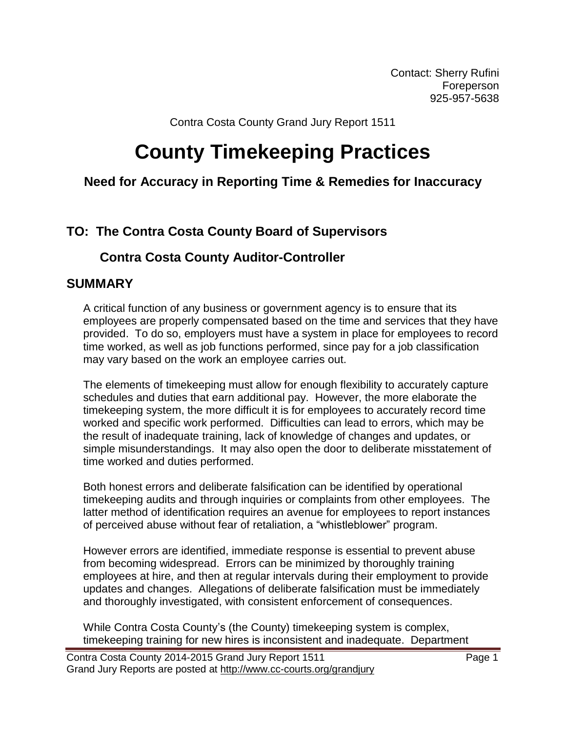Contact: Sherry Rufini
Foreperson
925-957-5638

Contra Costa County Grand Jury Report 1511

# County Timekeeping Practices

### Need for Accuracy in Reporting Time & Remedies for Inaccuracy

## TO: The Contra Costa County Board of Supervisors

## Contra Costa County Auditor-Controller

## SUMMARY

A critical function of any business or government agency is to ensure that its employees are properly compensated based on the time and services that they have provided. To do so, employers must have a system in place for employees to record time worked, as well as job functions performed, since pay for a job classification may vary based on the work an employee carries out.

The elements of timekeeping must allow for enough flexibility to accurately capture schedules and duties that earn additional pay. However, the more elaborate the timekeeping system, the more difficult it is for employees to accurately record time worked and specific work performed. Difficulties can lead to errors, which may be the result of inadequate training, lack of knowledge of changes and updates, or simple misunderstandings. It may also open the door to deliberate misstatement of time worked and duties performed.

Both honest errors and deliberate falsification can be identified by operational timekeeping audits and through inquiries or complaints from other employees. The latter method of identification requires an avenue for employees to report instances of perceived abuse without fear of retaliation, a "whistleblower" program.

However errors are identified, immediate response is essential to prevent abuse from becoming widespread. Errors can be minimized by thoroughly training employees at hire, and then at regular intervals during their employment to provide updates and changes. Allegations of deliberate falsification must be immediately and thoroughly investigated, with consistent enforcement of consequences.

While Contra Costa County's (the County) timekeeping system is complex, timekeeping training for new hires is inconsistent and inadequate. Department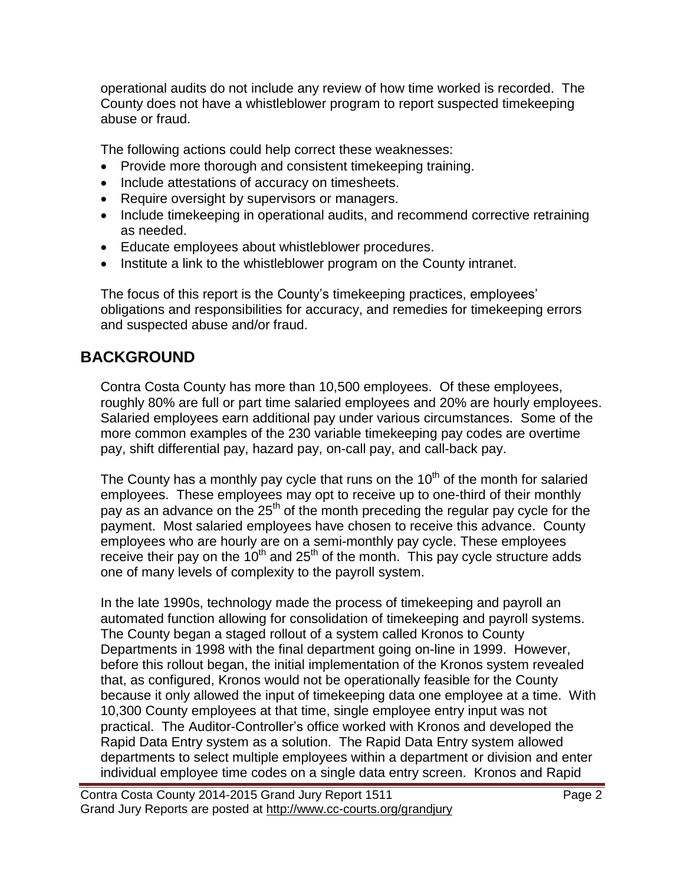operational audits do not include any review of how time worked is recorded. The County does not have a whistleblower program to report suspected timekeeping abuse or fraud.

The following actions could help correct these weaknesses:

- Provide more thorough and consistent timekeeping training.
- Include attestations of accuracy on timesheets.
- Require oversight by supervisors or managers.
- Include timekeeping in operational audits, and recommend corrective retraining as needed.
- Educate employees about whistleblower procedures.
- Institute a link to the whistleblower program on the County intranet.

The focus of this report is the County's timekeeping practices, employees' obligations and responsibilities for accuracy, and remedies for timekeeping errors and suspected abuse and/or fraud.

## BACKGROUND

Contra Costa County has more than 10,500 employees. Of these employees, roughly 80% are full or part time salaried employees and 20% are hourly employees. Salaried employees earn additional pay under various circumstances. Some of the more common examples of the 230 variable timekeeping pay codes are overtime pay, shift differential pay, hazard pay, on-call pay, and call-back pay.

The County has a monthly pay cycle that runs on the 10th of the month for salaried employees. These employees may opt to receive up to one-third of their monthly pay as an advance on the 25th of the month preceding the regular pay cycle for the payment. Most salaried employees have chosen to receive this advance. County employees who are hourly are on a semi-monthly pay cycle. These employees receive their pay on the 10th and 25th of the month. This pay cycle structure adds one of many levels of complexity to the payroll system.

In the late 1990s, technology made the process of timekeeping and payroll an automated function allowing for consolidation of timekeeping and payroll systems. The County began a staged rollout of a system called Kronos to County Departments in 1998 with the final department going on-line in 1999. However, before this rollout began, the initial implementation of the Kronos system revealed that, as configured, Kronos would not be operationally feasible for the County because it only allowed the input of timekeeping data one employee at a time. With 10,300 County employees at that time, single employee entry input was not practical. The Auditor-Controller's office worked with Kronos and developed the Rapid Data Entry system as a solution. The Rapid Data Entry system allowed departments to select multiple employees within a department or division and enter individual employee time codes on a single data entry screen. Kronos and Rapid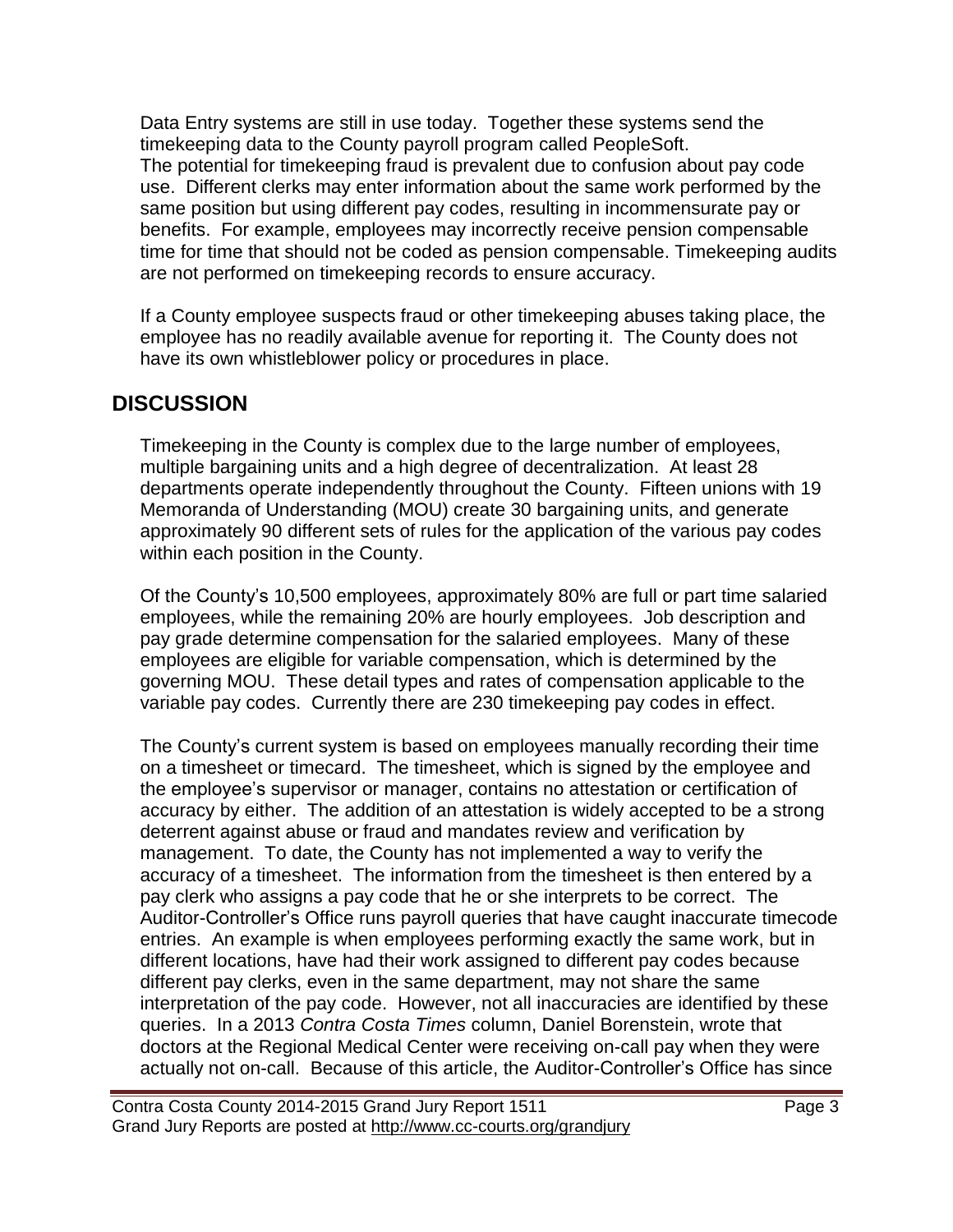Data Entry systems are still in use today. Together these systems send the timekeeping data to the County payroll program called PeopleSoft. The potential for timekeeping fraud is prevalent due to confusion about pay code use. Different clerks may enter information about the same work performed by the same position but using different pay codes, resulting in incommensurate pay or benefits. For example, employees may incorrectly receive pension compensable time for time that should not be coded as pension compensable. Timekeeping audits are not performed on timekeeping records to ensure accuracy.

If a County employee suspects fraud or other timekeeping abuses taking place, the employee has no readily available avenue for reporting it. The County does not have its own whistleblower policy or procedures in place.

## DISCUSSION

Timekeeping in the County is complex due to the large number of employees, multiple bargaining units and a high degree of decentralization. At least 28 departments operate independently throughout the County. Fifteen unions with 19 Memoranda of Understanding (MOU) create 30 bargaining units, and generate approximately 90 different sets of rules for the application of the various pay codes within each position in the County.

Of the County's 10,500 employees, approximately 80% are full or part time salaried employees, while the remaining 20% are hourly employees. Job description and pay grade determine compensation for the salaried employees. Many of these employees are eligible for variable compensation, which is determined by the governing MOU. These detail types and rates of compensation applicable to the variable pay codes. Currently there are 230 timekeeping pay codes in effect.

The County's current system is based on employees manually recording their time on a timesheet or timecard. The timesheet, which is signed by the employee and the employee's supervisor or manager, contains no attestation or certification of accuracy by either. The addition of an attestation is widely accepted to be a strong deterrent against abuse or fraud and mandates review and verification by management. To date, the County has not implemented a way to verify the accuracy of a timesheet. The information from the timesheet is then entered by a pay clerk who assigns a pay code that he or she interprets to be correct. The Auditor-Controller's Office runs payroll queries that have caught inaccurate timecode entries. An example is when employees performing exactly the same work, but in different locations, have had their work assigned to different pay codes because different pay clerks, even in the same department, may not share the same interpretation of the pay code. However, not all inaccuracies are identified by these queries. In a 2013 *Contra Costa Times* column, Daniel Borenstein, wrote that doctors at the Regional Medical Center were receiving on-call pay when they were actually not on-call. Because of this article, the Auditor-Controller's Office has since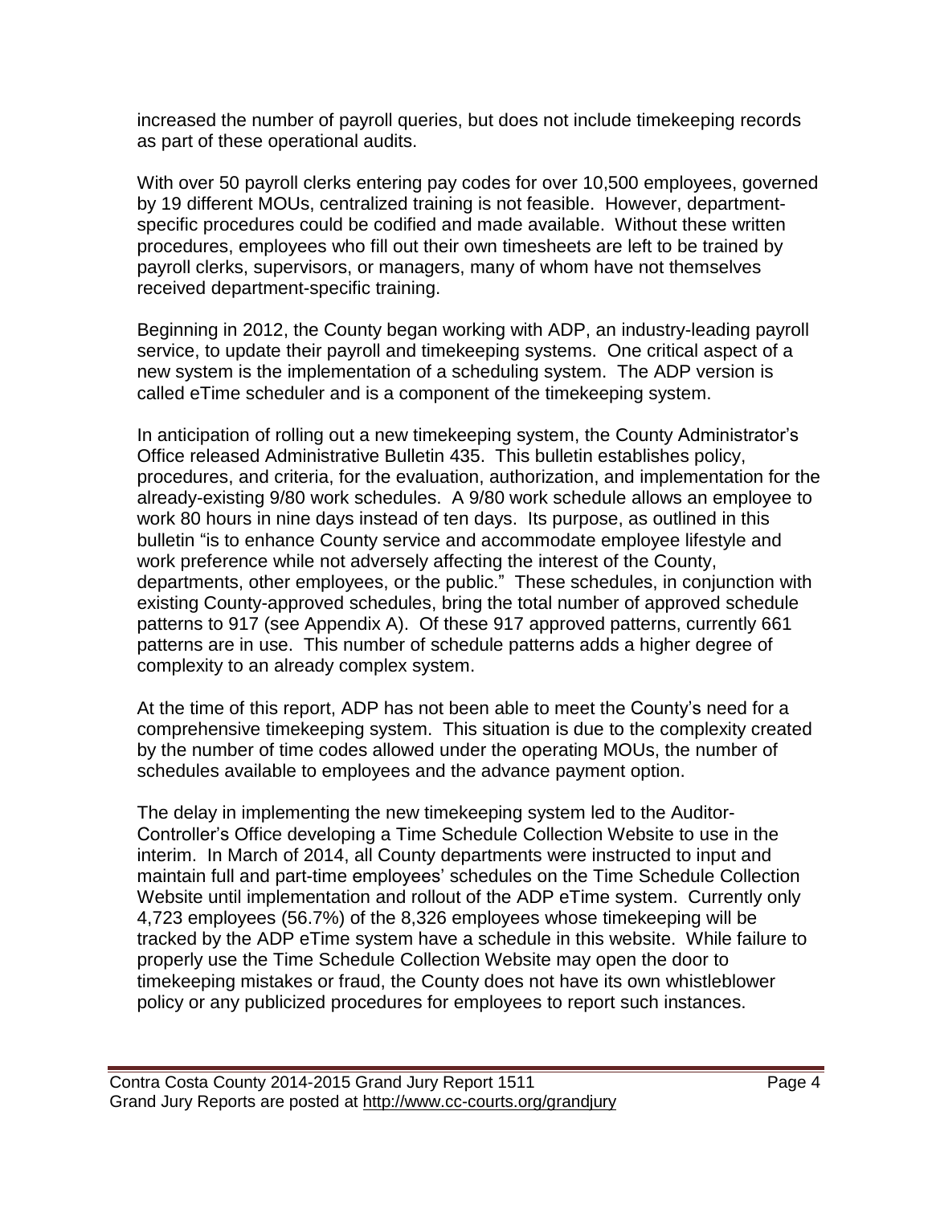increased the number of payroll queries, but does not include timekeeping records as part of these operational audits.

With over 50 payroll clerks entering pay codes for over 10,500 employees, governed by 19 different MOUs, centralized training is not feasible. However, department-specific procedures could be codified and made available. Without these written procedures, employees who fill out their own timesheets are left to be trained by payroll clerks, supervisors, or managers, many of whom have not themselves received department-specific training.

Beginning in 2012, the County began working with ADP, an industry-leading payroll service, to update their payroll and timekeeping systems. One critical aspect of a new system is the implementation of a scheduling system. The ADP version is called eTime scheduler and is a component of the timekeeping system.

In anticipation of rolling out a new timekeeping system, the County Administrator's Office released Administrative Bulletin 435. This bulletin establishes policy, procedures, and criteria, for the evaluation, authorization, and implementation for the already-existing 9/80 work schedules. A 9/80 work schedule allows an employee to work 80 hours in nine days instead of ten days. Its purpose, as outlined in this bulletin "is to enhance County service and accommodate employee lifestyle and work preference while not adversely affecting the interest of the County, departments, other employees, or the public." These schedules, in conjunction with existing County-approved schedules, bring the total number of approved schedule patterns to 917 (see Appendix A). Of these 917 approved patterns, currently 661 patterns are in use. This number of schedule patterns adds a higher degree of complexity to an already complex system.

At the time of this report, ADP has not been able to meet the County's need for a comprehensive timekeeping system. This situation is due to the complexity created by the number of time codes allowed under the operating MOUs, the number of schedules available to employees and the advance payment option.

The delay in implementing the new timekeeping system led to the Auditor-Controller's Office developing a Time Schedule Collection Website to use in the interim. In March of 2014, all County departments were instructed to input and maintain full and part-time employees' schedules on the Time Schedule Collection Website until implementation and rollout of the ADP eTime system. Currently only 4,723 employees (56.7%) of the 8,326 employees whose timekeeping will be tracked by the ADP eTime system have a schedule in this website. While failure to properly use the Time Schedule Collection Website may open the door to timekeeping mistakes or fraud, the County does not have its own whistleblower policy or any publicized procedures for employees to report such instances.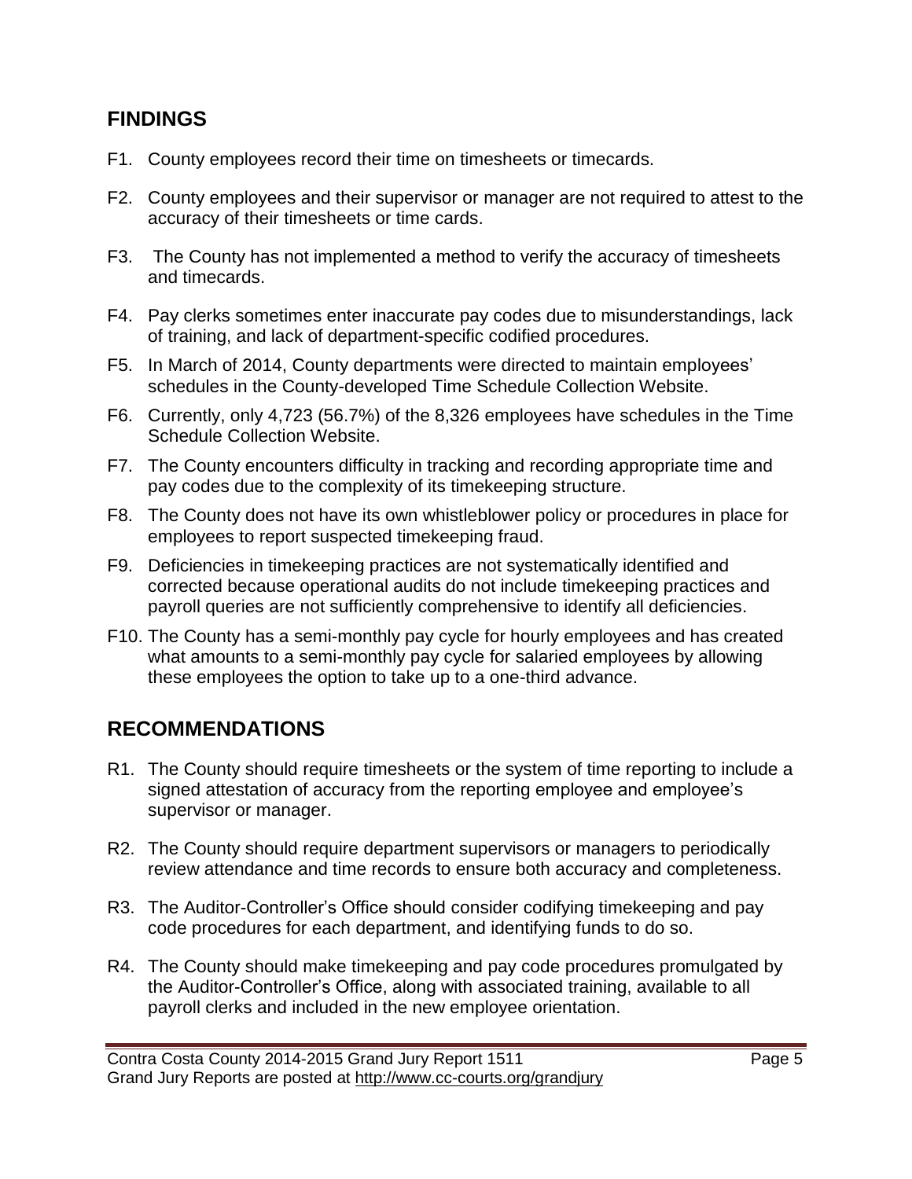## FINDINGS

F1. County employees record their time on timesheets or timecards.

F2. County employees and their supervisor or manager are not required to attest to the accuracy of their timesheets or time cards.

F3. The County has not implemented a method to verify the accuracy of timesheets and timecards.

F4. Pay clerks sometimes enter inaccurate pay codes due to misunderstandings, lack of training, and lack of department-specific codified procedures.

F5. In March of 2014, County departments were directed to maintain employees' schedules in the County-developed Time Schedule Collection Website.

F6. Currently, only 4,723 (56.7%) of the 8,326 employees have schedules in the Time Schedule Collection Website.

F7. The County encounters difficulty in tracking and recording appropriate time and pay codes due to the complexity of its timekeeping structure.

F8. The County does not have its own whistleblower policy or procedures in place for employees to report suspected timekeeping fraud.

F9. Deficiencies in timekeeping practices are not systematically identified and corrected because operational audits do not include timekeeping practices and payroll queries are not sufficiently comprehensive to identify all deficiencies.

F10. The County has a semi-monthly pay cycle for hourly employees and has created what amounts to a semi-monthly pay cycle for salaried employees by allowing these employees the option to take up to a one-third advance.

## RECOMMENDATIONS

R1. The County should require timesheets or the system of time reporting to include a signed attestation of accuracy from the reporting employee and employee's supervisor or manager.

R2. The County should require department supervisors or managers to periodically review attendance and time records to ensure both accuracy and completeness.

R3. The Auditor-Controller's Office should consider codifying timekeeping and pay code procedures for each department, and identifying funds to do so.

R4. The County should make timekeeping and pay code procedures promulgated by the Auditor-Controller's Office, along with associated training, available to all payroll clerks and included in the new employee orientation.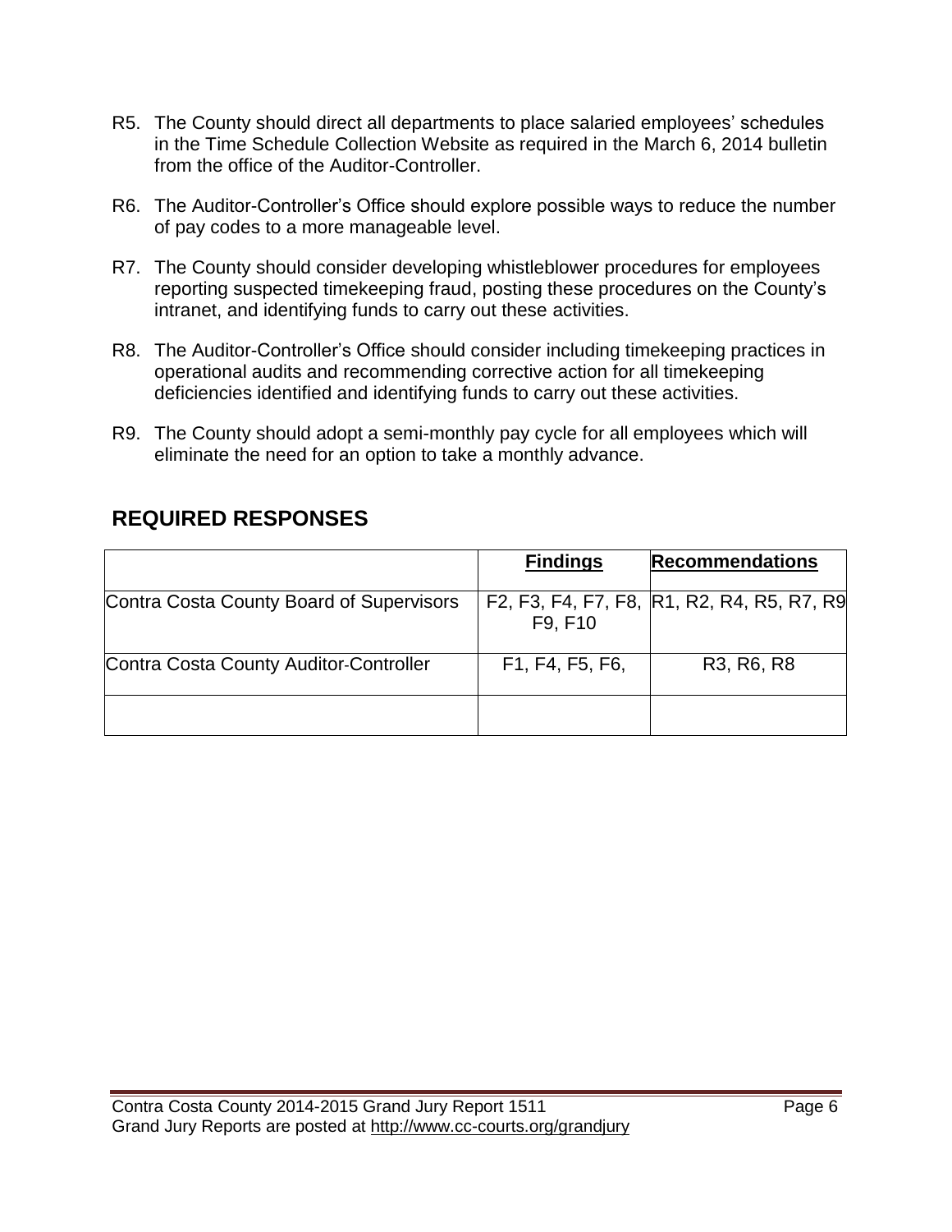R5. The County should direct all departments to place salaried employees' schedules in the Time Schedule Collection Website as required in the March 6, 2014 bulletin from the office of the Auditor-Controller.

R6. The Auditor-Controller's Office should explore possible ways to reduce the number of pay codes to a more manageable level.

R7. The County should consider developing whistleblower procedures for employees reporting suspected timekeeping fraud, posting these procedures on the County's intranet, and identifying funds to carry out these activities.

R8. The Auditor-Controller's Office should consider including timekeeping practices in operational audits and recommending corrective action for all timekeeping deficiencies identified and identifying funds to carry out these activities.

R9. The County should adopt a semi-monthly pay cycle for all employees which will eliminate the need for an option to take a monthly advance.

## REQUIRED RESPONSES

| | **Findings** | **Recommendations** |
|---|---|---|
| Contra Costa County Board of Supervisors | F2, F3, F4, F7, F8, F9, F10 | R1, R2, R4, R5, R7, R9 |
| Contra Costa County Auditor-Controller | F1, F4, F5, F6, | R3, R6, R8 |
| | | |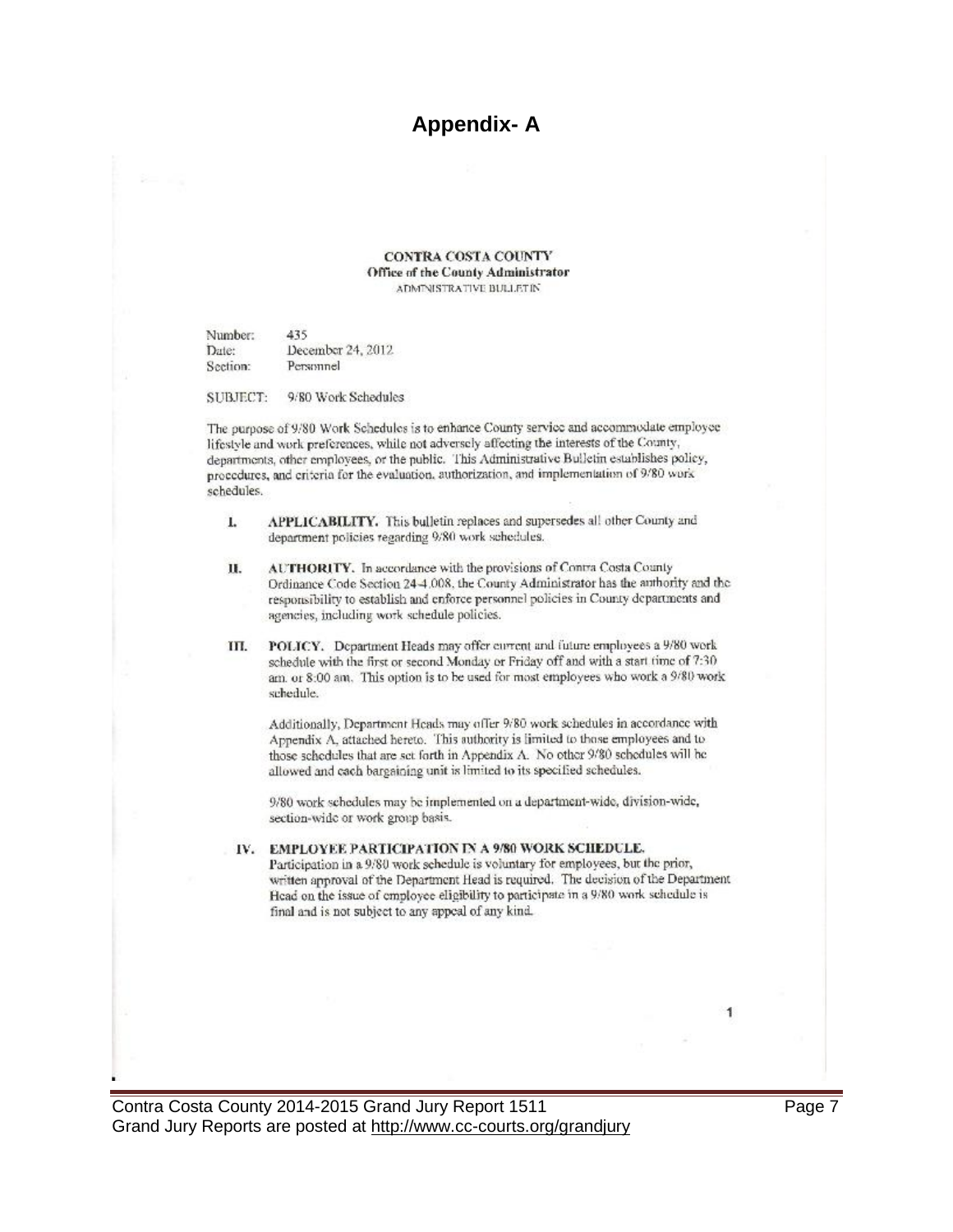# Appendix- A

**CONTRA COSTA COUNTY**
**Office of the County Administrator**
ADMINISTRATIVE BULLETIN

Number: 435
Date: December 24, 2012
Section: Personnel

SUBJECT: 9/80 Work Schedules

The purpose of 9/80 Work Schedules is to enhance County service and accommodate employee lifestyle and work preferences, while not adversely affecting the interests of the County, departments, other employees, or the public. This Administrative Bulletin establishes policy, procedures, and criteria for the evaluation, authorization, and implementation of 9/80 work schedules.

I. **APPLICABILITY.** This bulletin replaces and supersedes all other County and department policies regarding 9/80 work schedules.

II. **AUTHORITY.** In accordance with the provisions of Contra Costa County Ordinance Code Section 24-4.008, the County Administrator has the authority and the responsibility to establish and enforce personnel policies in County departments and agencies, including work schedule policies.

III. **POLICY.** Department Heads may offer current and future employees a 9/80 work schedule with the first or second Monday or Friday off and with a start time of 7:30 am. or 8:00 am. This option is to be used for most employees who work a 9/80 work schedule.

Additionally, Department Heads may offer 9/80 work schedules in accordance with Appendix A, attached hereto. This authority is limited to those employees and to those schedules that are set forth in Appendix A. No other 9/80 schedules will be allowed and each bargaining unit is limited to its specified schedules.

9/80 work schedules may be implemented on a department-wide, division-wide, section-wide or work group basis.

IV. **EMPLOYEE PARTICIPATION IN A 9/80 WORK SCHEDULE.**
Participation in a 9/80 work schedule is voluntary for employees, but the prior, written approval of the Department Head is required. The decision of the Department Head on the issue of employee eligibility to participate in a 9/80 work schedule is final and is not subject to any appeal of any kind.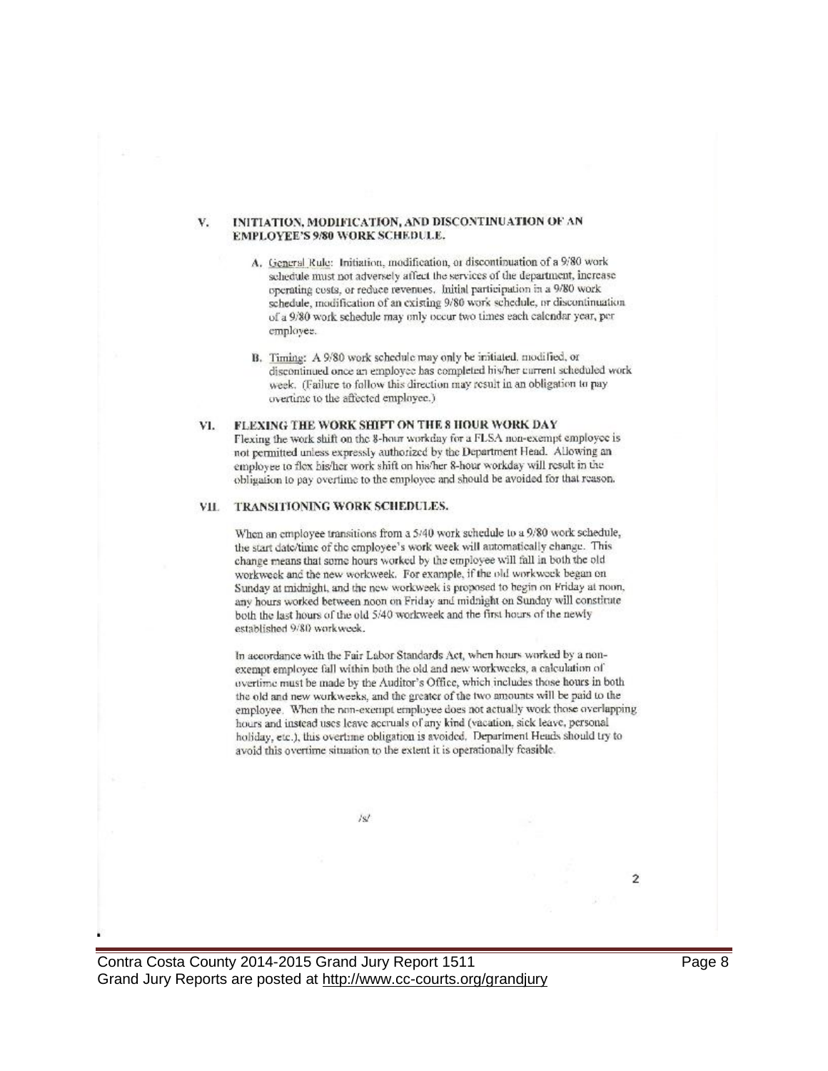## V. INITIATION, MODIFICATION, AND DISCONTINUATION OF AN EMPLOYEE'S 9/80 WORK SCHEDULE.

A. General Rule: Initiation, modification, or discontinuation of a 9/80 work schedule must not adversely affect the services of the department, increase operating costs, or reduce revenues. Initial participation in a 9/80 work schedule, modification of an existing 9/80 work schedule, or discontinuation of a 9/80 work schedule may only occur two times each calendar year, per employee.

B. Timing: A 9/80 work schedule may only be initiated, modified, or discontinued once an employee has completed his/her current scheduled work week. (Failure to follow this direction may result in an obligation to pay overtime to the affected employee.)

## VI. FLEXING THE WORK SHIFT ON THE 8 HOUR WORK DAY

Flexing the work shift on the 8-hour workday for a FLSA non-exempt employee is not permitted unless expressly authorized by the Department Head. Allowing an employee to flex his/her work shift on his/her 8-hour workday will result in the obligation to pay overtime to the employee and should be avoided for that reason.

## VII. TRANSITIONING WORK SCHEDULES.

When an employee transitions from a 5/40 work schedule to a 9/80 work schedule, the start date/time of the employee's work week will automatically change. This change means that some hours worked by the employee will fall in both the old workweek and the new workweek. For example, if the old workweek began on Sunday at midnight, and the new workweek is proposed to begin on Friday at noon, any hours worked between noon on Friday and midnight on Sunday will constitute both the last hours of the old 5/40 workweek and the first hours of the newly established 9/80 workweek.

In accordance with the Fair Labor Standards Act, when hours worked by a non-exempt employee fall within both the old and new workweeks, a calculation of overtime must be made by the Auditor's Office, which includes those hours in both the old and new workweeks, and the greater of the two amounts will be paid to the employee. When the non-exempt employee does not actually work those overlapping hours and instead uses leave accruals of any kind (vacation, sick leave, personal holiday, etc.), this overtime obligation is avoided. Department Heads should try to avoid this overtime situation to the extent it is operationally feasible.

/s/

Contra Costa County 2014-2015 Grand Jury Report 1511

Grand Jury Reports are posted at http://www.cc-courts.org/grandjury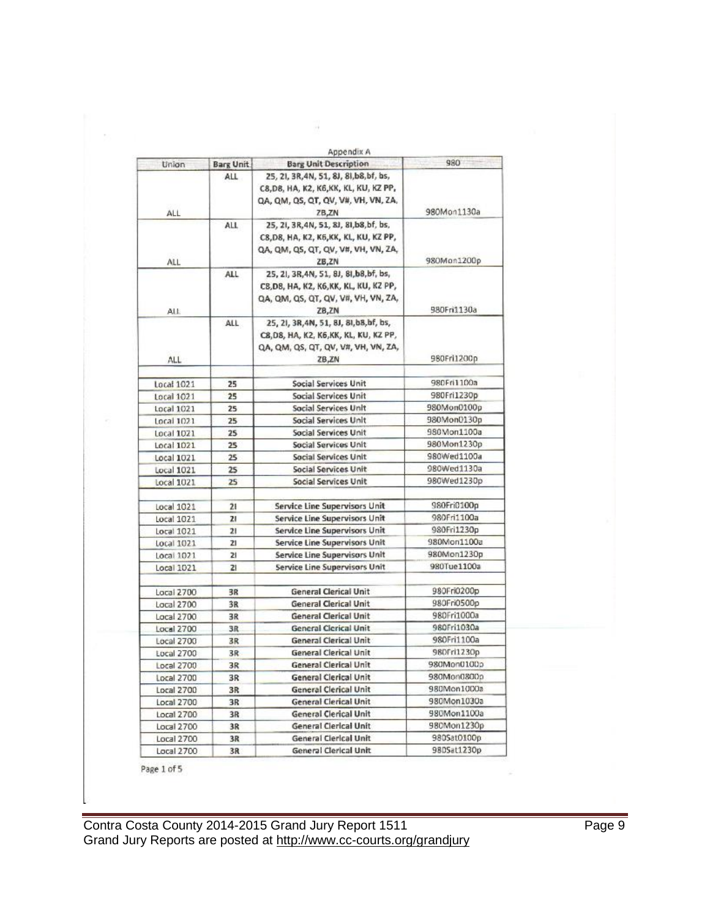Appendix A

| Union | Barg Unit | Barg Unit Description | 980 |
|---|---|---|---|
| ALL | ALL | 25, 2I, 3R,4N, 51, 8J, 8I,b8,bf, bs, C8,D8, HA, K2, K6,KK, KL, KU, KZ PP, QA, QM, QS, QT, QV, V#, VH, VN, ZA, ZB,ZN | 980Mon1130a |
| ALL | ALL | 25, 2I, 3R,4N, 51, 8J, 8I,b8,bf, bs, C8,D8, HA, K2, K6,KK, KL, KU, KZ PP, QA, QM, QS, QT, QV, V#, VH, VN, ZA, ZB,ZN | 980Mon1200p |
| ALL | ALL | 25, 2I, 3R,4N, 51, 8J, 8I,b8,bf, bs, C8,D8, HA, K2, K6,KK, KL, KU, KZ PP, QA, QM, QS, QT, QV, V#, VH, VN, ZA, ZB,ZN | 980Fri1130a |
| ALL | ALL | 25, 2I, 3R,4N, 51, 8J, 8I,b8,bf, bs, C8,D8, HA, K2, K6,KK, KL, KU, KZ PP, QA, QM, QS, QT, QV, V#, VH, VN, ZA, ZB,ZN | 980Fri1200p |
| | | | |
| Local 1021 | 25 | Social Services Unit | 980Fri1100a |
| Local 1021 | 25 | Social Services Unit | 980Fri1230p |
| Local 1021 | 25 | Social Services Unit | 980Mon0100p |
| Local 1021 | 25 | Social Services Unit | 980Mon0130p |
| Local 1021 | 25 | Social Services Unit | 980Mon1100a |
| Local 1021 | 25 | Social Services Unit | 980Mon1230p |
| Local 1021 | 25 | Social Services Unit | 980Wed1100a |
| Local 1021 | 25 | Social Services Unit | 980Wed1130a |
| Local 1021 | 25 | Social Services Unit | 980Wed1230p |
| | | | |
| Local 1021 | 2I | Service Line Supervisors Unit | 980Fri0100p |
| Local 1021 | 2I | Service Line Supervisors Unit | 980Fri1100a |
| Local 1021 | 2I | Service Line Supervisors Unit | 980Fri1230p |
| Local 1021 | 2I | Service Line Supervisors Unit | 980Mon1100a |
| Local 1021 | 2I | Service Line Supervisors Unit | 980Mon1230p |
| Local 1021 | 2I | Service Line Supervisors Unit | 980Tue1100a |
| | | | |
| Local 2700 | 3R | General Clerical Unit | 980Fri0200p |
| Local 2700 | 3R | General Clerical Unit | 980Fri0500p |
| Local 2700 | 3R | General Clerical Unit | 980Fri1000a |
| Local 2700 | 3R | General Clerical Unit | 980Fri1030a |
| Local 2700 | 3R | General Clerical Unit | 980Fri1100a |
| Local 2700 | 3R | General Clerical Unit | 980Fri1230p |
| Local 2700 | 3R | General Clerical Unit | 980Mon0100p |
| Local 2700 | 3R | General Clerical Unit | 980Mon0800p |
| Local 2700 | 3R | General Clerical Unit | 980Mon1000a |
| Local 2700 | 3R | General Clerical Unit | 980Mon1030a |
| Local 2700 | 3R | General Clerical Unit | 980Mon1100a |
| Local 2700 | 3R | General Clerical Unit | 980Mon1230p |
| Local 2700 | 3R | General Clerical Unit | 980Sat0100p |
| Local 2700 | 3R | General Clerical Unit | 980Sat1230p |

Page 1 of 5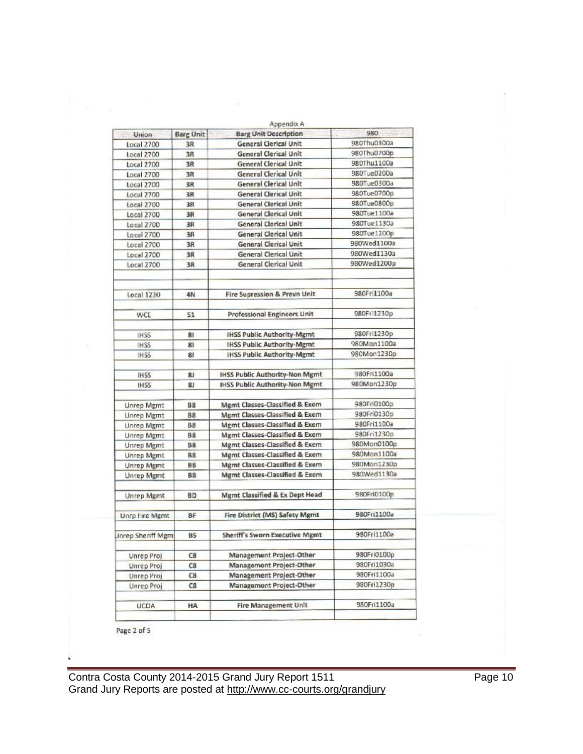Appendix A

| Union | Barg Unit | Barg Unit Description | 980 |
|---|---|---|---|
| Local 2700 | 3R | General Clerical Unit | 980Thu0300a |
| Local 2700 | 3R | General Clerical Unit | 980Thu0700p |
| Local 2700 | 3R | General Clerical Unit | 980Thu1100a |
| Local 2700 | 3R | General Clerical Unit | 980Tue0200a |
| Local 2700 | 3R | General Clerical Unit | 980Tue0300a |
| Local 2700 | 3R | General Clerical Unit | 980Tue0700p |
| Local 2700 | 3R | General Clerical Unit | 980Tue0800p |
| Local 2700 | 3R | General Clerical Unit | 980Tue1100a |
| Local 2700 | 3R | General Clerical Unit | 980Tue1130a |
| Local 2700 | 3R | General Clerical Unit | 980Tue1200p |
| Local 2700 | 3R | General Clerical Unit | 980Wed1100a |
| Local 2700 | 3R | General Clerical Unit | 980Wed1130a |
| Local 2700 | 3R | General Clerical Unit | 980Wed1200p |
| | | | |
| Local 1230 | 4N | Fire Supression & Prevn Unit | 980Fri1100a |
| | | | |
| WCE | 51 | Professional Engineers Unit | 980Fri1230p |
| | | | |
| IHSS | 8I | IHSS Public Authority-Mgmt | 980Fri1230p |
| IHSS | 8I | IHSS Public Authority-Mgmt | 980Mon1100a |
| IHSS | 8I | IHSS Public Authority-Mgmt | 980Mon1230p |
| | | | |
| IHSS | 8J | IHSS Public Authority-Non Mgmt | 980Fri1100a |
| IHSS | 8J | IHSS Public Authority-Non Mgmt | 980Mon1230p |
| | | | |
| Unrep Mgmt | B8 | Mgmt Classes-Classified & Exem | 980Fri0100p |
| Unrep Mgmt | B8 | Mgmt Classes-Classified & Exem | 980Fri0130p |
| Unrep Mgmt | B8 | Mgmt Classes-Classified & Exem | 980Fri1100a |
| Unrep Mgmt | B8 | Mgmt Classes-Classified & Exem | 980Fri1230p |
| Unrep Mgmt | B8 | Mgmt Classes-Classified & Exem | 980Mon0100p |
| Unrep Mgmt | B8 | Mgmt Classes-Classified & Exem | 980Mon1100a |
| Unrep Mgmt | B8 | Mgmt Classes-Classified & Exem | 980Mon1230p |
| Unrep Mgmt | B8 | Mgmt Classes-Classified & Exem | 980Wed1130a |
| | | | |
| Unrep Mgmt | BD | Mgmt Classified & Ex Dept Head | 980Fri0100p |
| | | | |
| Unrp Fire Mgmt | BF | Fire District (MS) Safety Mgmt | 980Fri1100a |
| | | | |
| Unrep Sheriff Mgm | BS | Sheriff's Sworn Executive Mgmt | 980Fri1100a |
| | | | |
| Unrep Proj | C8 | Management Project-Other | 980Fri0100p |
| Unrep Proj | C8 | Management Project-Other | 980Fri1030a |
| Unrep Proj | C8 | Management Project-Other | 980Fri1100a |
| Unrep Proj | C8 | Management Project-Other | 980Fri1230p |
| | | | |
| UCDA | HA | Fire Management Unit | 980Fri1100a |

Page 2 of 5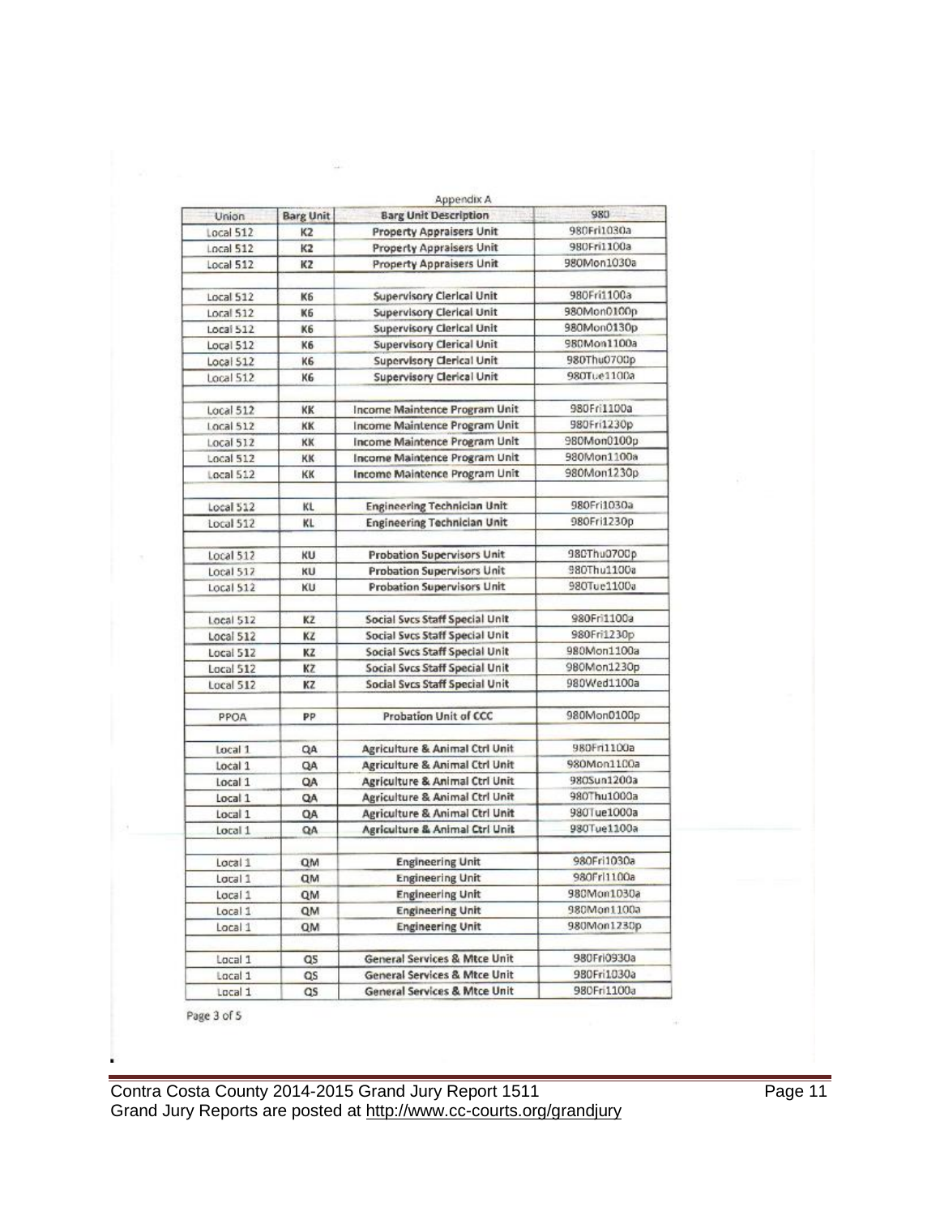Appendix A

| Union | Barg Unit | Barg Unit Description | 980 |
|---|---|---|---|
| Local 512 | K2 | Property Appraisers Unit | 980Fri1030a |
| Local 512 | K2 | Property Appraisers Unit | 980Fri1100a |
| Local 512 | K2 | Property Appraisers Unit | 980Mon1030a |
| | | | |
| Local 512 | K6 | Supervisory Clerical Unit | 980Fri1100a |
| Local 512 | K6 | Supervisory Clerical Unit | 980Mon0100p |
| Local 512 | K6 | Supervisory Clerical Unit | 980Mon0130p |
| Local 512 | K6 | Supervisory Clerical Unit | 980Mon1100a |
| Local 512 | K6 | Supervisory Clerical Unit | 980Thu0700p |
| Local 512 | K6 | Supervisory Clerical Unit | 980Tue1100a |
| | | | |
| Local 512 | KK | Income Maintence Program Unit | 980Fri1100a |
| Local 512 | KK | Income Maintence Program Unit | 980Fri1230p |
| Local 512 | KK | Income Maintence Program Unit | 980Mon0100p |
| Local 512 | KK | Income Maintence Program Unit | 980Mon1100a |
| Local 512 | KK | Income Maintence Program Unit | 980Mon1230p |
| | | | |
| Local 512 | KL | Engineering Technician Unit | 980Fri1030a |
| Local 512 | KL | Engineering Technician Unit | 980Fri1230p |
| | | | |
| Local 512 | KU | Probation Supervisors Unit | 980Thu0700p |
| Local 512 | KU | Probation Supervisors Unit | 980Thu1100a |
| Local 512 | KU | Probation Supervisors Unit | 980Tue1100a |
| | | | |
| Local 512 | KZ | Social Svcs Staff Special Unit | 980Fri1100a |
| Local 512 | KZ | Social Svcs Staff Special Unit | 980Fri1230p |
| Local 512 | KZ | Social Svcs Staff Special Unit | 980Mon1100a |
| Local 512 | KZ | Social Svcs Staff Special Unit | 980Mon1230p |
| Local 512 | KZ | Social Svcs Staff Special Unit | 980Wed1100a |
| | | | |
| PPOA | PP | Probation Unit of CCC | 980Mon0100p |
| | | | |
| Local 1 | QA | Agriculture & Animal Ctrl Unit | 980Fri1100a |
| Local 1 | QA | Agriculture & Animal Ctrl Unit | 980Mon1100a |
| Local 1 | QA | Agriculture & Animal Ctrl Unit | 980Sun1200a |
| Local 1 | QA | Agriculture & Animal Ctrl Unit | 980Thu1000a |
| Local 1 | QA | Agriculture & Animal Ctrl Unit | 980Tue1000a |
| Local 1 | QA | Agriculture & Animal Ctrl Unit | 980Tue1100a |
| | | | |
| Local 1 | QM | Engineering Unit | 980Fri1030a |
| Local 1 | QM | Engineering Unit | 980Fri1100a |
| Local 1 | QM | Engineering Unit | 980Mon1030a |
| Local 1 | QM | Engineering Unit | 980Mon1100a |
| Local 1 | QM | Engineering Unit | 980Mon1230p |
| | | | |
| Local 1 | QS | General Services & Mtce Unit | 980Fri0930a |
| Local 1 | QS | General Services & Mtce Unit | 980Fri1030a |
| Local 1 | QS | General Services & Mtce Unit | 980Fri1100a |

Page 3 of 5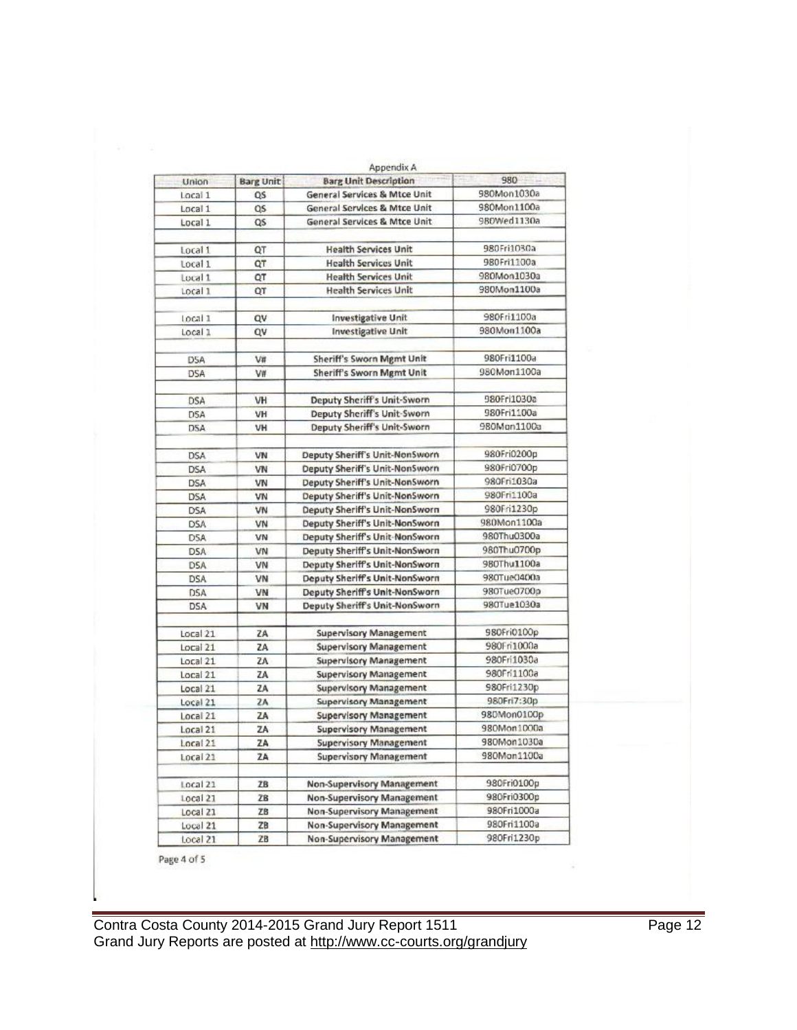Appendix A

| Union | Barg Unit | Barg Unit Description | 980 |
|---|---|---|---|
| Local 1 | QS | General Services & Mtce Unit | 980Mon1030a |
| Local 1 | QS | General Services & Mtce Unit | 980Mon1100a |
| Local 1 | QS | General Services & Mtce Unit | 980Wed1130a |
| | | | |
| Local 1 | QT | Health Services Unit | 980Fri1030a |
| Local 1 | QT | Health Services Unit | 980Fri1100a |
| Local 1 | QT | Health Services Unit | 980Mon1030a |
| Local 1 | QT | Health Services Unit | 980Mon1100a |
| | | | |
| Local 1 | QV | Investigative Unit | 980Fri1100a |
| Local 1 | QV | Investigative Unit | 980Mon1100a |
| | | | |
| DSA | V# | Sheriff's Sworn Mgmt Unit | 980Fri1100a |
| DSA | V# | Sheriff's Sworn Mgmt Unit | 980Mon1100a |
| | | | |
| DSA | VH | Deputy Sheriff's Unit-Sworn | 980Fri1030a |
| DSA | VH | Deputy Sheriff's Unit-Sworn | 980Fri1100a |
| DSA | VH | Deputy Sheriff's Unit-Sworn | 980Mon1100a |
| | | | |
| DSA | VN | Deputy Sheriff's Unit-NonSworn | 980Fri0200p |
| DSA | VN | Deputy Sheriff's Unit-NonSworn | 980Fri0700p |
| DSA | VN | Deputy Sheriff's Unit-NonSworn | 980Fri1030a |
| DSA | VN | Deputy Sheriff's Unit-NonSworn | 980Fri1100a |
| DSA | VN | Deputy Sheriff's Unit-NonSworn | 980Fri1230p |
| DSA | VN | Deputy Sheriff's Unit-NonSworn | 980Mon1100a |
| DSA | VN | Deputy Sheriff's Unit-NonSworn | 980Thu0300a |
| DSA | VN | Deputy Sheriff's Unit-NonSworn | 980Thu0700p |
| DSA | VN | Deputy Sheriff's Unit-NonSworn | 980Thu1100a |
| DSA | VN | Deputy Sheriff's Unit-NonSworn | 980Tue0400a |
| DSA | VN | Deputy Sheriff's Unit-NonSworn | 980Tue0700p |
| DSA | VN | Deputy Sheriff's Unit-NonSworn | 980Tue1030a |
| | | | |
| Local 21 | ZA | Supervisory Management | 980Fri0100p |
| Local 21 | ZA | Supervisory Management | 980Fri1000a |
| Local 21 | ZA | Supervisory Management | 980Fri1030a |
| Local 21 | ZA | Supervisory Management | 980Fri1100a |
| Local 21 | ZA | Supervisory Management | 980Fri1230p |
| Local 21 | ZA | Supervisory Management | 980Fri7:30p |
| Local 21 | ZA | Supervisory Management | 980Mon0100p |
| Local 21 | ZA | Supervisory Management | 980Mon1000a |
| Local 21 | ZA | Supervisory Management | 980Mon1030a |
| Local 21 | ZA | Supervisory Management | 980Mon1100a |
| | | | |
| Local 21 | ZB | Non-Supervisory Management | 980Fri0100p |
| Local 21 | ZB | Non-Supervisory Management | 980Fri0300p |
| Local 21 | ZB | Non-Supervisory Management | 980Fri1000a |
| Local 21 | ZB | Non-Supervisory Management | 980Fri1100a |
| Local 21 | ZB | Non-Supervisory Management | 980Fri1230p |

Page 4 of 5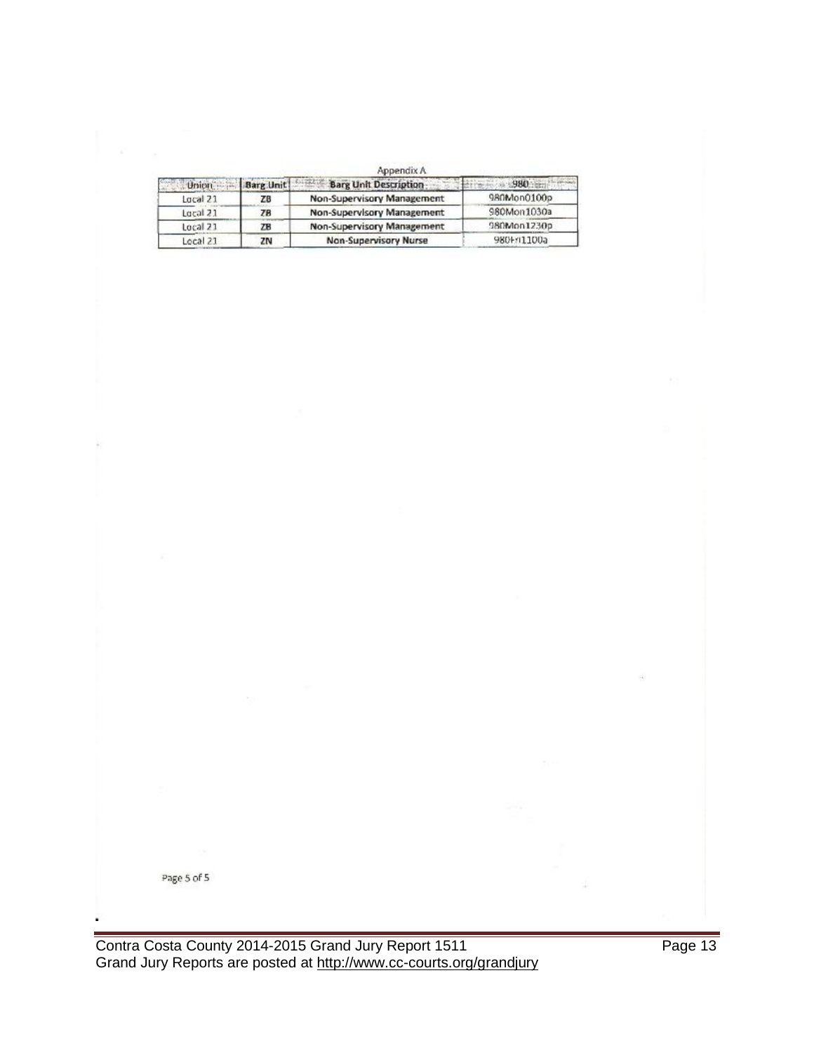Appendix A

| Union | Barg Unit | Barg Unit Description | 980 |
|---|---|---|---|
| Local 21 | ZB | Non-Supervisory Management | 980Mon0100p |
| Local 21 | ZB | Non-Supervisory Management | 980Mon1030a |
| Local 21 | ZB | Non-Supervisory Management | 980Mon1230p |
| Local 21 | ZN | Non-Supervisory Nurse | 980Fri1100a |

Page 5 of 5